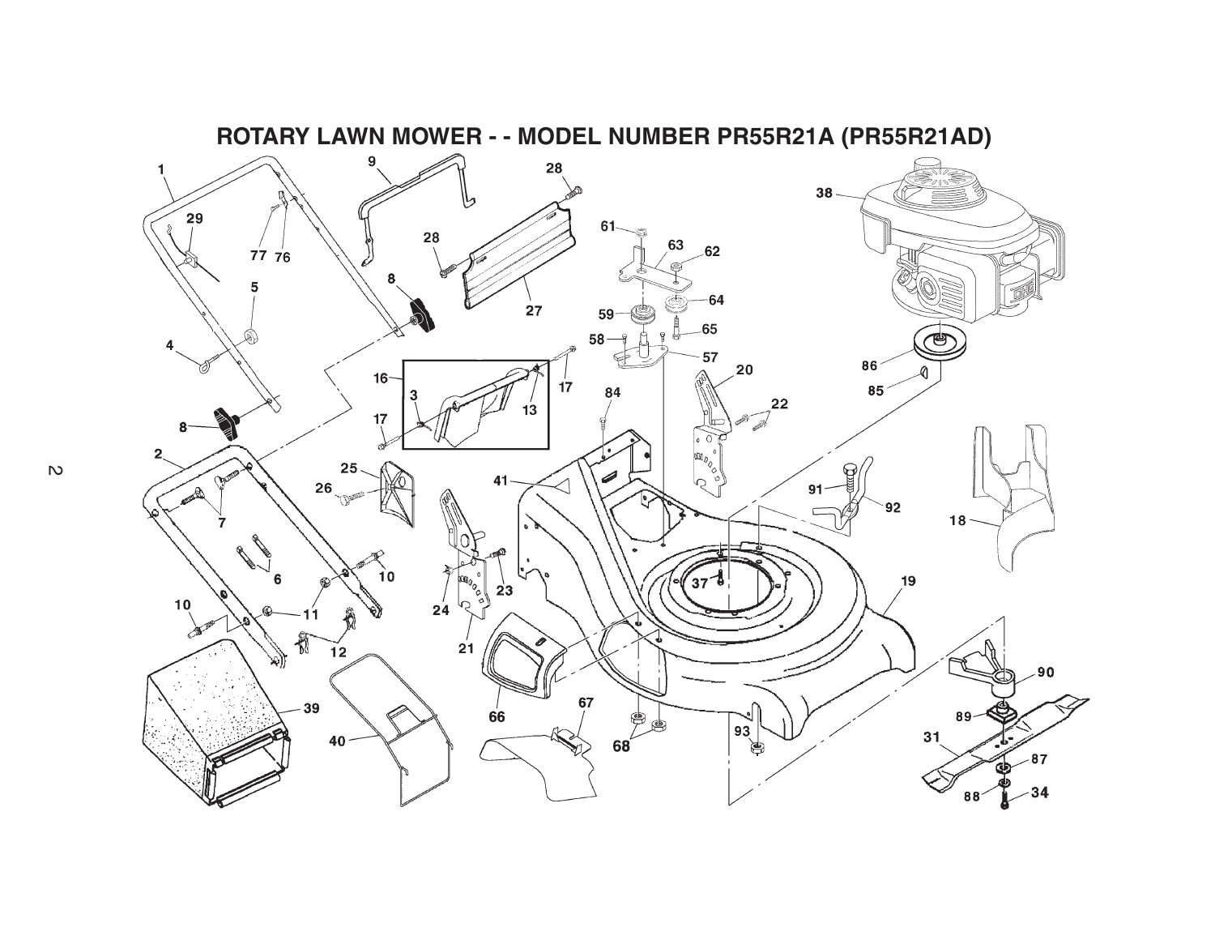# ROTARY LAWN MOWER - - MODEL NUMBER PR55R21A (PR55R21AD)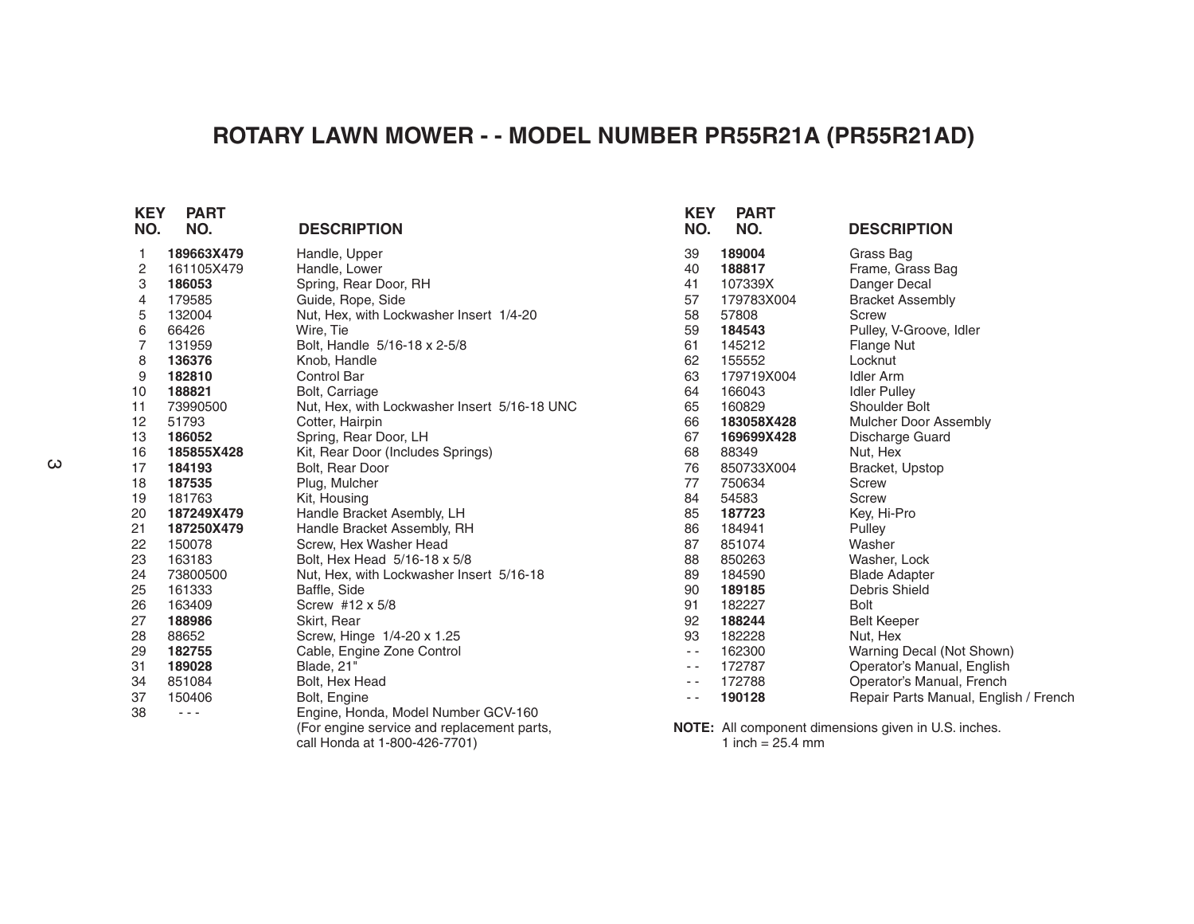# ROTARY LAWN MOWER - - MODEL NUMBER PR55R21A (PR55R21AD)

| KEY NO. | PART NO. | DESCRIPTION |
|---|---|---|
| 1 | **189663X479** | Handle, Upper |
| 2 | 161105X479 | Handle, Lower |
| 3 | **186053** | Spring, Rear Door, RH |
| 4 | 179585 | Guide, Rope, Side |
| 5 | 132004 | Nut, Hex, with Lockwasher Insert 1/4-20 |
| 6 | 66426 | Wire, Tie |
| 7 | 131959 | Bolt, Handle 5/16-18 x 2-5/8 |
| 8 | **136376** | Knob, Handle |
| 9 | **182810** | Control Bar |
| 10 | **188821** | Bolt, Carriage |
| 11 | 73990500 | Nut, Hex, with Lockwasher Insert 5/16-18 UNC |
| 12 | 51793 | Cotter, Hairpin |
| 13 | **186052** | Spring, Rear Door, LH |
| 16 | **185855X428** | Kit, Rear Door (Includes Springs) |
| 17 | **184193** | Bolt, Rear Door |
| 18 | **187535** | Plug, Mulcher |
| 19 | 181763 | Kit, Housing |
| 20 | **187249X479** | Handle Bracket Asembly, LH |
| 21 | **187250X479** | Handle Bracket Assembly, RH |
| 22 | 150078 | Screw, Hex Washer Head |
| 23 | 163183 | Bolt, Hex Head 5/16-18 x 5/8 |
| 24 | 73800500 | Nut, Hex, with Lockwasher Insert 5/16-18 |
| 25 | 161333 | Baffle, Side |
| 26 | 163409 | Screw #12 x 5/8 |
| 27 | **188986** | Skirt, Rear |
| 28 | 88652 | Screw, Hinge 1/4-20 x 1.25 |
| 29 | **182755** | Cable, Engine Zone Control |
| 31 | **189028** | Blade, 21" |
| 34 | 851084 | Bolt, Hex Head |
| 37 | 150406 | Bolt, Engine |
| 38 | - - - | Engine, Honda, Model Number GCV-160 (For engine service and replacement parts, call Honda at 1-800-426-7701) |
| 39 | **189004** | Grass Bag |
| 40 | **188817** | Frame, Grass Bag |
| 41 | 107339X | Danger Decal |
| 57 | 179783X004 | Bracket Assembly |
| 58 | 57808 | Screw |
| 59 | **184543** | Pulley, V-Groove, Idler |
| 61 | 145212 | Flange Nut |
| 62 | 155552 | Locknut |
| 63 | 179719X004 | Idler Arm |
| 64 | 166043 | Idler Pulley |
| 65 | 160829 | Shoulder Bolt |
| 66 | **183058X428** | Mulcher Door Assembly |
| 67 | **169699X428** | Discharge Guard |
| 68 | 88349 | Nut, Hex |
| 76 | 850733X004 | Bracket, Upstop |
| 77 | 750634 | Screw |
| 84 | 54583 | Screw |
| 85 | **187723** | Key, Hi-Pro |
| 86 | 184941 | Pulley |
| 87 | 851074 | Washer |
| 88 | 850263 | Washer, Lock |
| 89 | 184590 | Blade Adapter |
| 90 | **189185** | Debris Shield |
| 91 | 182227 | Bolt |
| 92 | **188244** | Belt Keeper |
| 93 | 182228 | Nut, Hex |
| - - | 162300 | Warning Decal (Not Shown) |
| - - | 172787 | Operator's Manual, English |
| - - | 172788 | Operator's Manual, French |
| - - | **190128** | Repair Parts Manual, English / French |

**NOTE:** All component dimensions given in U.S. inches.
1 inch = 25.4 mm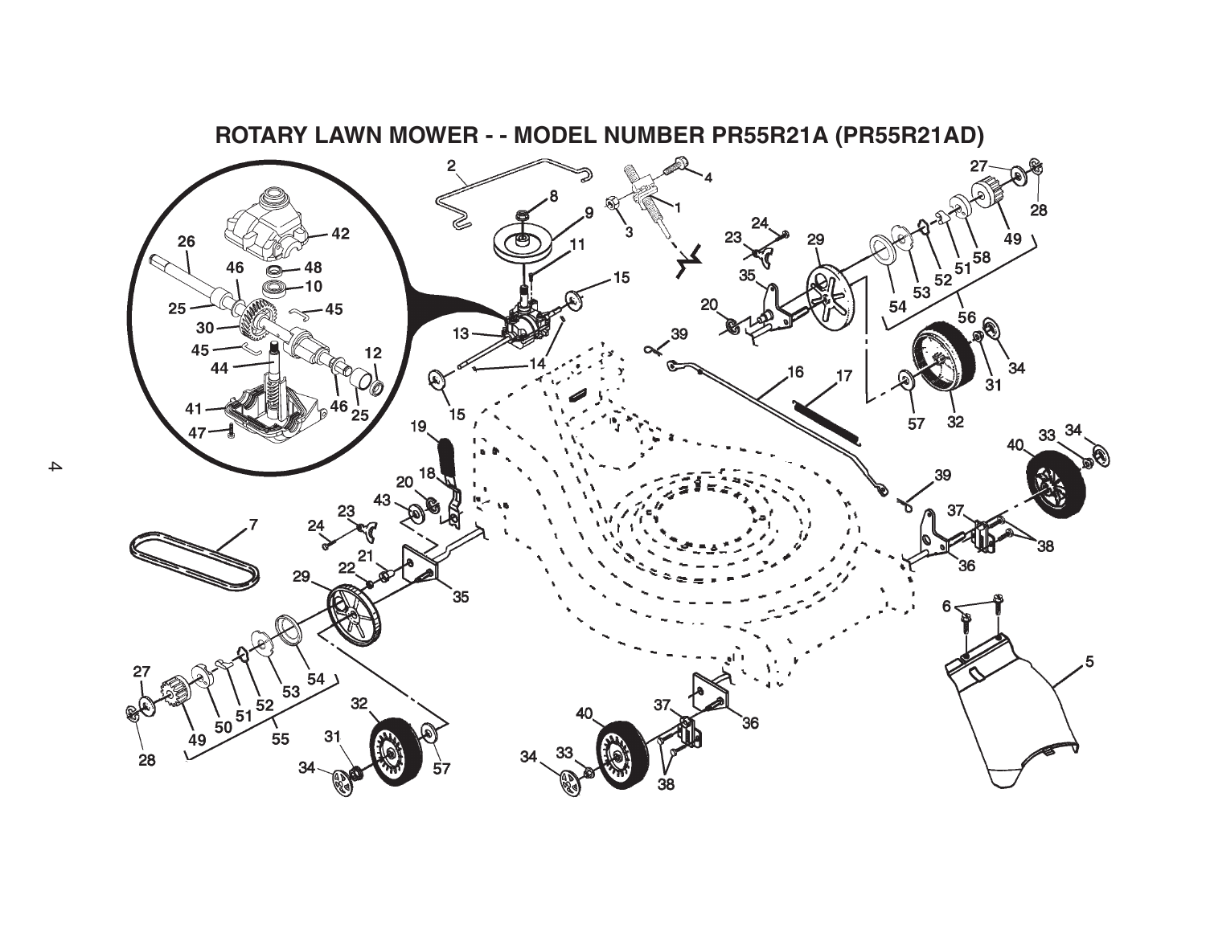# ROTARY LAWN MOWER - - MODEL NUMBER PR55R21A (PR55R21AD)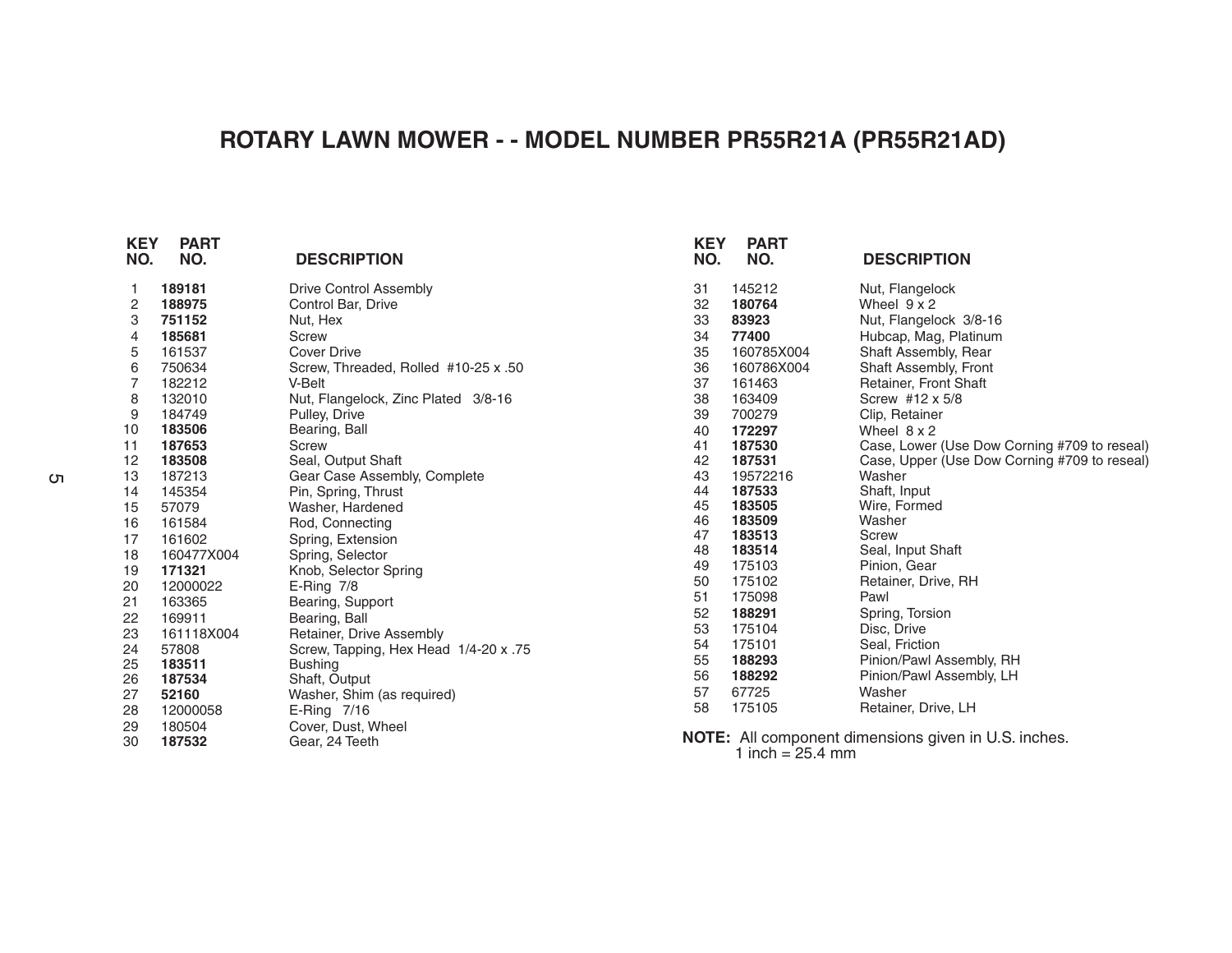# ROTARY LAWN MOWER - - MODEL NUMBER PR55R21A (PR55R21AD)

| KEY NO. | PART NO. | DESCRIPTION |
|---|---|---|
| 1 | **189181** | Drive Control Assembly |
| 2 | **188975** | Control Bar, Drive |
| 3 | **751152** | Nut, Hex |
| 4 | **185681** | Screw |
| 5 | 161537 | Cover Drive |
| 6 | 750634 | Screw, Threaded, Rolled #10-25 x .50 |
| 7 | 182212 | V-Belt |
| 8 | 132010 | Nut, Flangelock, Zinc Plated 3/8-16 |
| 9 | 184749 | Pulley, Drive |
| 10 | **183506** | Bearing, Ball |
| 11 | **187653** | Screw |
| 12 | **183508** | Seal, Output Shaft |
| 13 | 187213 | Gear Case Assembly, Complete |
| 14 | 145354 | Pin, Spring, Thrust |
| 15 | 57079 | Washer, Hardened |
| 16 | 161584 | Rod, Connecting |
| 17 | 161602 | Spring, Extension |
| 18 | 160477X004 | Spring, Selector |
| 19 | **171321** | Knob, Selector Spring |
| 20 | 12000022 | E-Ring 7/8 |
| 21 | 163365 | Bearing, Support |
| 22 | 169911 | Bearing, Ball |
| 23 | 161118X004 | Retainer, Drive Assembly |
| 24 | 57808 | Screw, Tapping, Hex Head 1/4-20 x .75 |
| 25 | **183511** | Bushing |
| 26 | **187534** | Shaft, Output |
| 27 | **52160** | Washer, Shim (as required) |
| 28 | 12000058 | E-Ring 7/16 |
| 29 | 180504 | Cover, Dust, Wheel |
| 30 | **187532** | Gear, 24 Teeth |
| 31 | 145212 | Nut, Flangelock |
| 32 | **180764** | Wheel 9 x 2 |
| 33 | **83923** | Nut, Flangelock 3/8-16 |
| 34 | **77400** | Hubcap, Mag, Platinum |
| 35 | 160785X004 | Shaft Assembly, Rear |
| 36 | 160786X004 | Shaft Assembly, Front |
| 37 | 161463 | Retainer, Front Shaft |
| 38 | 163409 | Screw #12 x 5/8 |
| 39 | 700279 | Clip, Retainer |
| 40 | **172297** | Wheel 8 x 2 |
| 41 | **187530** | Case, Lower (Use Dow Corning #709 to reseal) |
| 42 | **187531** | Case, Upper (Use Dow Corning #709 to reseal) |
| 43 | 19572216 | Washer |
| 44 | **187533** | Shaft, Input |
| 45 | **183505** | Wire, Formed |
| 46 | **183509** | Washer |
| 47 | **183513** | Screw |
| 48 | **183514** | Seal, Input Shaft |
| 49 | 175103 | Pinion, Gear |
| 50 | 175102 | Retainer, Drive, RH |
| 51 | 175098 | Pawl |
| 52 | **188291** | Spring, Torsion |
| 53 | 175104 | Disc, Drive |
| 54 | 175101 | Seal, Friction |
| 55 | **188293** | Pinion/Pawl Assembly, RH |
| 56 | **188292** | Pinion/Pawl Assembly, LH |
| 57 | 67725 | Washer |
| 58 | 175105 | Retainer, Drive, LH |

**NOTE:** All component dimensions given in U.S. inches.
1 inch = 25.4 mm